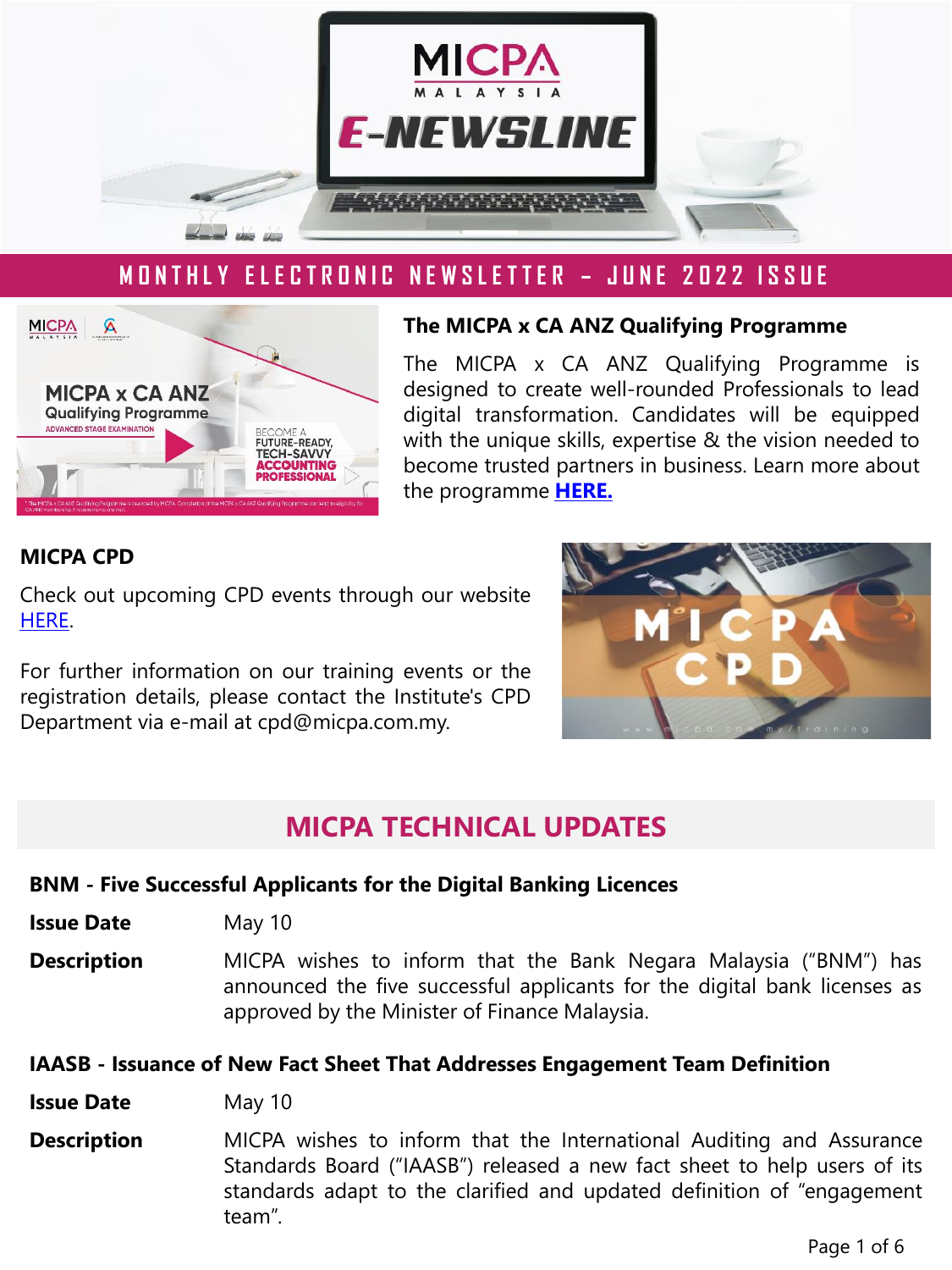# MICPA MALAYSIA E-NEWSLINE

## MONTHLY ELECTRONIC NEWSLETTER – JUNE 2022 ISSUE

### The MICPA x CA ANZ Qualifying Programme

The MICPA x CA ANZ Qualifying Programme is designed to create well-rounded Professionals to lead digital transformation. Candidates will be equipped with the unique skills, expertise & the vision needed to become trusted partners in business. Learn more about the programme **HERE.**

### MICPA CPD

Check out upcoming CPD events through our website HERE.

For further information on our training events or the registration details, please contact the Institute's CPD Department via e-mail at cpd@micpa.com.my.

## MICPA TECHNICAL UPDATES

### BNM - Five Successful Applicants for the Digital Banking Licences

**Issue Date** May 10

**Description** MICPA wishes to inform that the Bank Negara Malaysia ("BNM") has announced the five successful applicants for the digital bank licenses as approved by the Minister of Finance Malaysia.

### IAASB - Issuance of New Fact Sheet That Addresses Engagement Team Definition

**Issue Date** May 10

**Description** MICPA wishes to inform that the International Auditing and Assurance Standards Board ("IAASB") released a new fact sheet to help users of its standards adapt to the clarified and updated definition of "engagement team".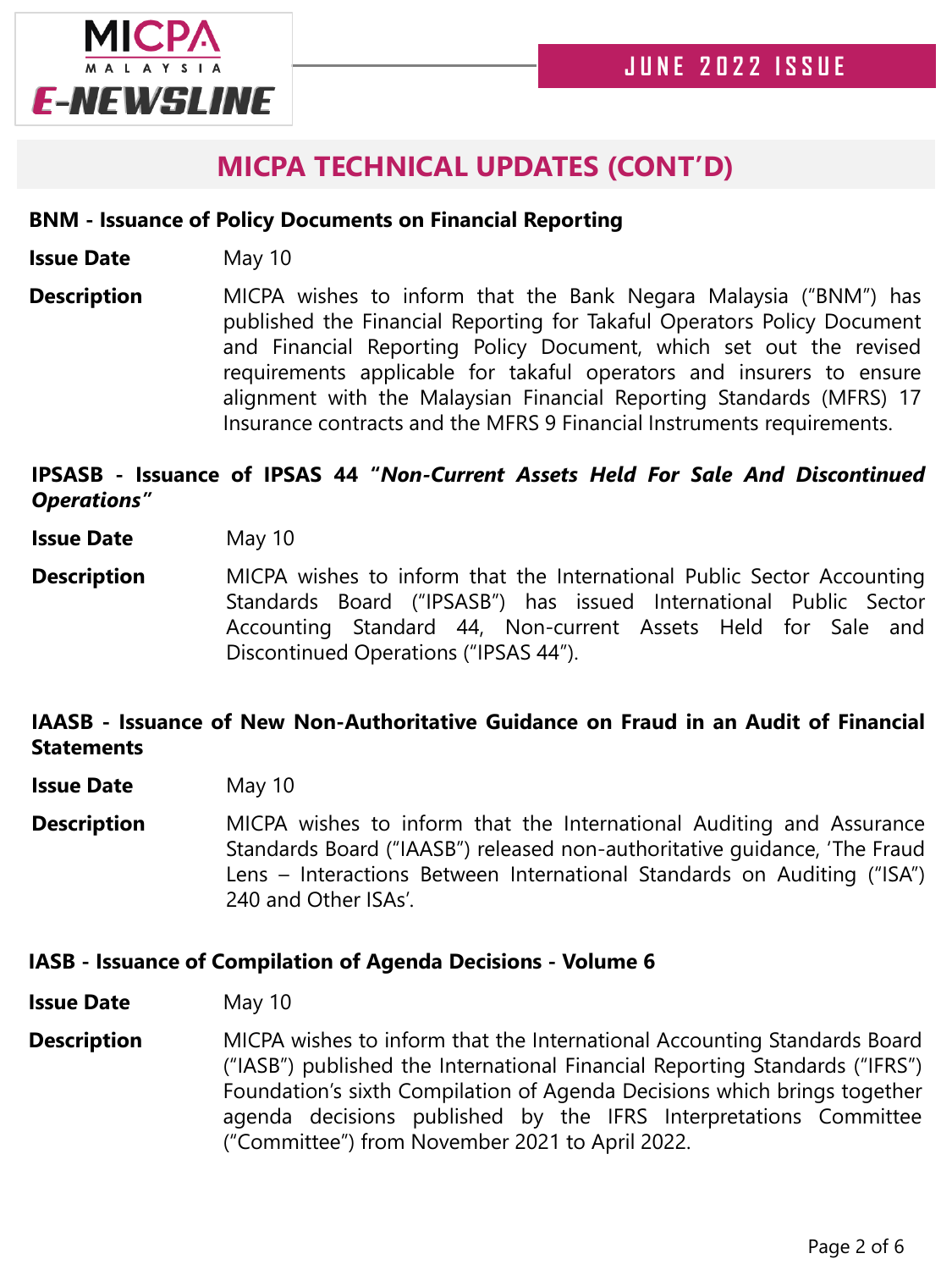## MICPA TECHNICAL UPDATES (CONT'D)

**BNM - Issuance of Policy Documents on Financial Reporting**

**Issue Date** May 10

**Description** MICPA wishes to inform that the Bank Negara Malaysia ("BNM") has published the Financial Reporting for Takaful Operators Policy Document and Financial Reporting Policy Document, which set out the revised requirements applicable for takaful operators and insurers to ensure alignment with the Malaysian Financial Reporting Standards (MFRS) 17 Insurance contracts and the MFRS 9 Financial Instruments requirements.

**IPSASB - Issuance of IPSAS 44 "*Non-Current Assets Held For Sale And Discontinued Operations*"**

**Issue Date** May 10

**Description** MICPA wishes to inform that the International Public Sector Accounting Standards Board ("IPSASB") has issued International Public Sector Accounting Standard 44, Non-current Assets Held for Sale and Discontinued Operations ("IPSAS 44").

**IAASB - Issuance of New Non-Authoritative Guidance on Fraud in an Audit of Financial Statements**

**Issue Date** May 10

**Description** MICPA wishes to inform that the International Auditing and Assurance Standards Board ("IAASB") released non-authoritative guidance, 'The Fraud Lens – Interactions Between International Standards on Auditing ("ISA") 240 and Other ISAs'.

**IASB - Issuance of Compilation of Agenda Decisions - Volume 6**

**Issue Date** May 10

**Description** MICPA wishes to inform that the International Accounting Standards Board ("IASB") published the International Financial Reporting Standards ("IFRS") Foundation's sixth Compilation of Agenda Decisions which brings together agenda decisions published by the IFRS Interpretations Committee ("Committee") from November 2021 to April 2022.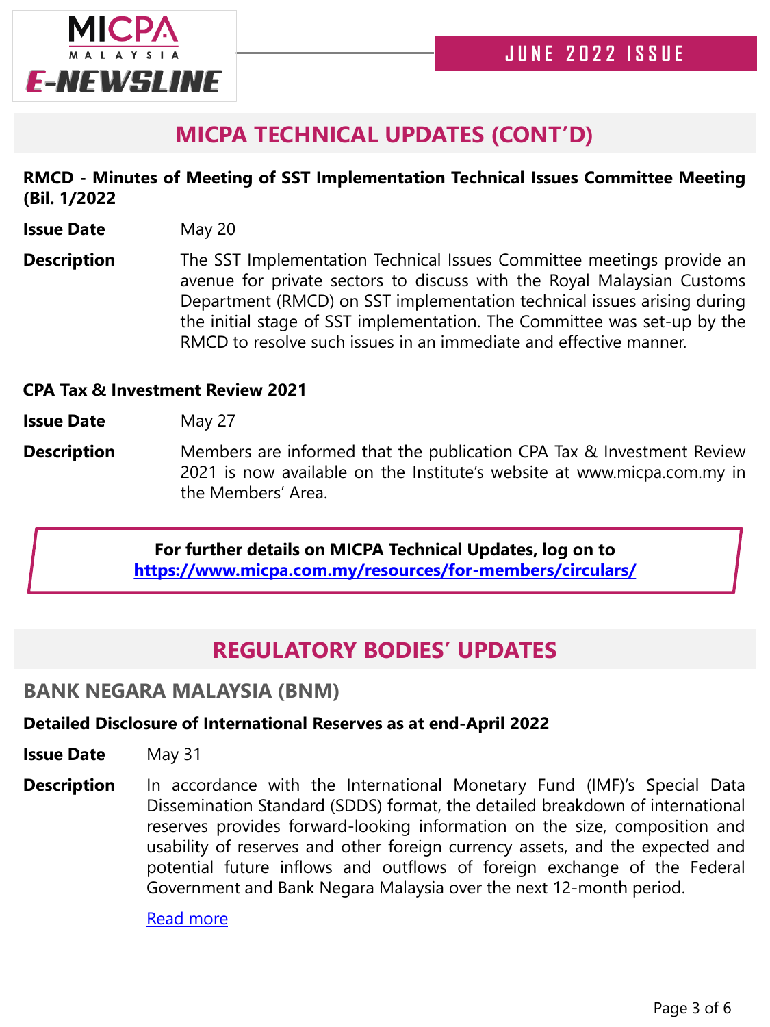## MICPA TECHNICAL UPDATES (CONT'D)

**RMCD - Minutes of Meeting of SST Implementation Technical Issues Committee Meeting (Bil. 1/2022**

**Issue Date** May 20

**Description** The SST Implementation Technical Issues Committee meetings provide an avenue for private sectors to discuss with the Royal Malaysian Customs Department (RMCD) on SST implementation technical issues arising during the initial stage of SST implementation. The Committee was set-up by the RMCD to resolve such issues in an immediate and effective manner.

**CPA Tax & Investment Review 2021**

**Issue Date** May 27

**Description** Members are informed that the publication CPA Tax & Investment Review 2021 is now available on the Institute's website at www.micpa.com.my in the Members' Area.

**For further details on MICPA Technical Updates, log on to**
**https://www.micpa.com.my/resources/for-members/circulars/**

## REGULATORY BODIES' UPDATES

### BANK NEGARA MALAYSIA (BNM)

**Detailed Disclosure of International Reserves as at end-April 2022**

**Issue Date** May 31

**Description** In accordance with the International Monetary Fund (IMF)'s Special Data Dissemination Standard (SDDS) format, the detailed breakdown of international reserves provides forward-looking information on the size, composition and usability of reserves and other foreign currency assets, and the expected and potential future inflows and outflows of foreign exchange of the Federal Government and Bank Negara Malaysia over the next 12-month period.

Read more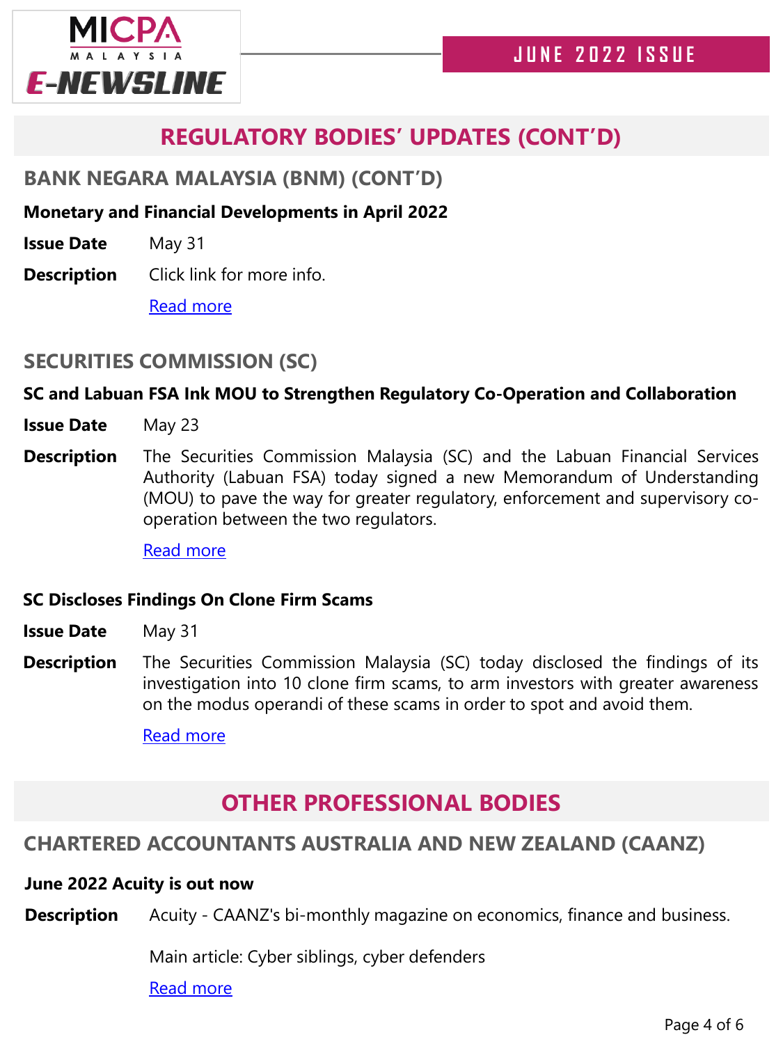## REGULATORY BODIES' UPDATES (CONT'D)

### BANK NEGARA MALAYSIA (BNM) (CONT'D)

**Monetary and Financial Developments in April 2022**

**Issue Date** May 31

**Description** Click link for more info.

Read more

### SECURITIES COMMISSION (SC)

**SC and Labuan FSA Ink MOU to Strengthen Regulatory Co-Operation and Collaboration**

**Issue Date** May 23

**Description** The Securities Commission Malaysia (SC) and the Labuan Financial Services Authority (Labuan FSA) today signed a new Memorandum of Understanding (MOU) to pave the way for greater regulatory, enforcement and supervisory co-operation between the two regulators.

Read more

**SC Discloses Findings On Clone Firm Scams**

**Issue Date** May 31

**Description** The Securities Commission Malaysia (SC) today disclosed the findings of its investigation into 10 clone firm scams, to arm investors with greater awareness on the modus operandi of these scams in order to spot and avoid them.

Read more

## OTHER PROFESSIONAL BODIES

### CHARTERED ACCOUNTANTS AUSTRALIA AND NEW ZEALAND (CAANZ)

**June 2022 Acuity is out now**

**Description** Acuity - CAANZ's bi-monthly magazine on economics, finance and business.

Main article: Cyber siblings, cyber defenders

Read more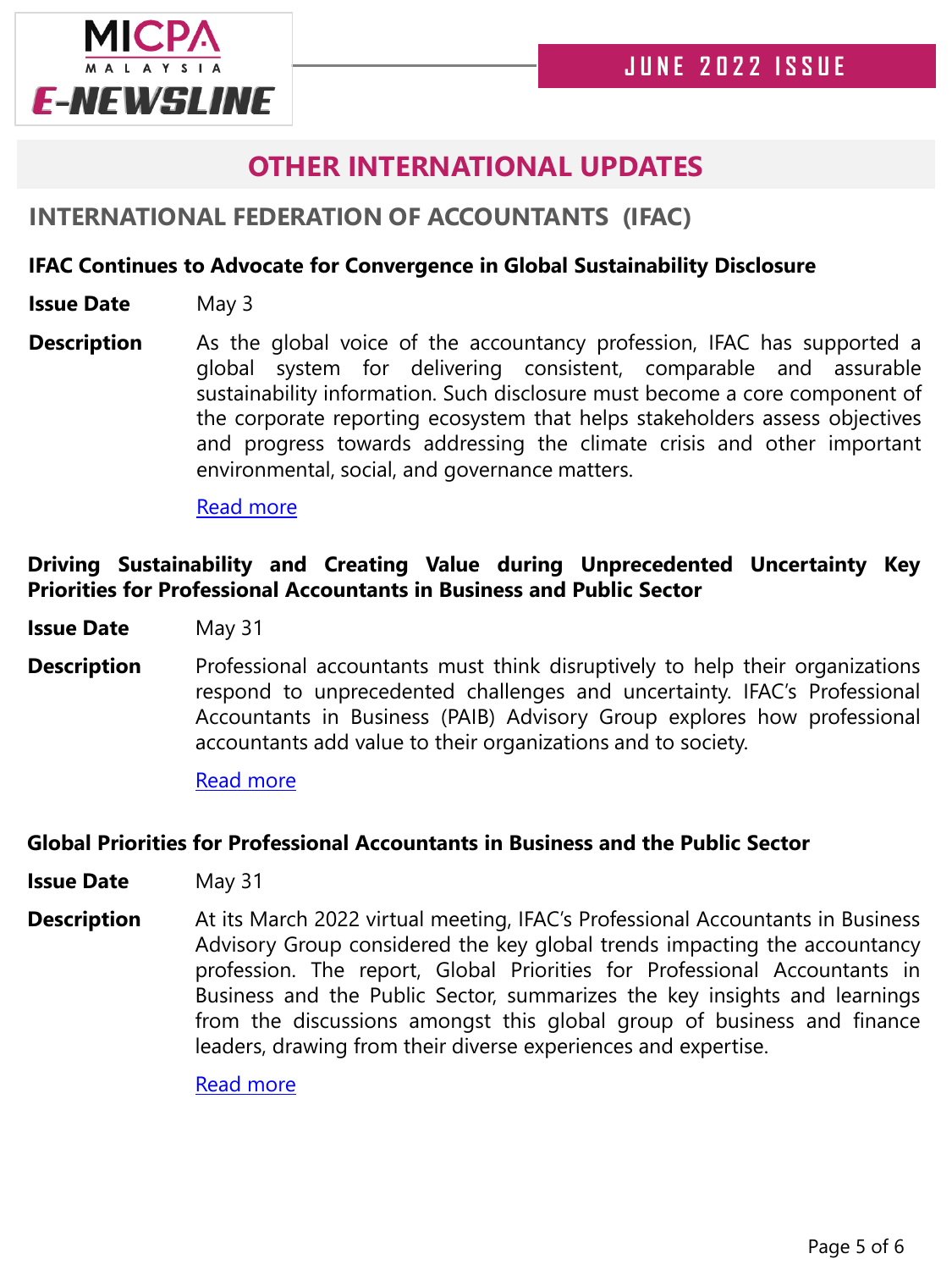## OTHER INTERNATIONAL UPDATES

### INTERNATIONAL FEDERATION OF ACCOUNTANTS (IFAC)

**IFAC Continues to Advocate for Convergence in Global Sustainability Disclosure**

**Issue Date** May 3

**Description** As the global voice of the accountancy profession, IFAC has supported a global system for delivering consistent, comparable and assurable sustainability information. Such disclosure must become a core component of the corporate reporting ecosystem that helps stakeholders assess objectives and progress towards addressing the climate crisis and other important environmental, social, and governance matters.

Read more

**Driving Sustainability and Creating Value during Unprecedented Uncertainty Key Priorities for Professional Accountants in Business and Public Sector**

**Issue Date** May 31

**Description** Professional accountants must think disruptively to help their organizations respond to unprecedented challenges and uncertainty. IFAC's Professional Accountants in Business (PAIB) Advisory Group explores how professional accountants add value to their organizations and to society.

Read more

**Global Priorities for Professional Accountants in Business and the Public Sector**

**Issue Date** May 31

**Description** At its March 2022 virtual meeting, IFAC's Professional Accountants in Business Advisory Group considered the key global trends impacting the accountancy profession. The report, Global Priorities for Professional Accountants in Business and the Public Sector, summarizes the key insights and learnings from the discussions amongst this global group of business and finance leaders, drawing from their diverse experiences and expertise.

Read more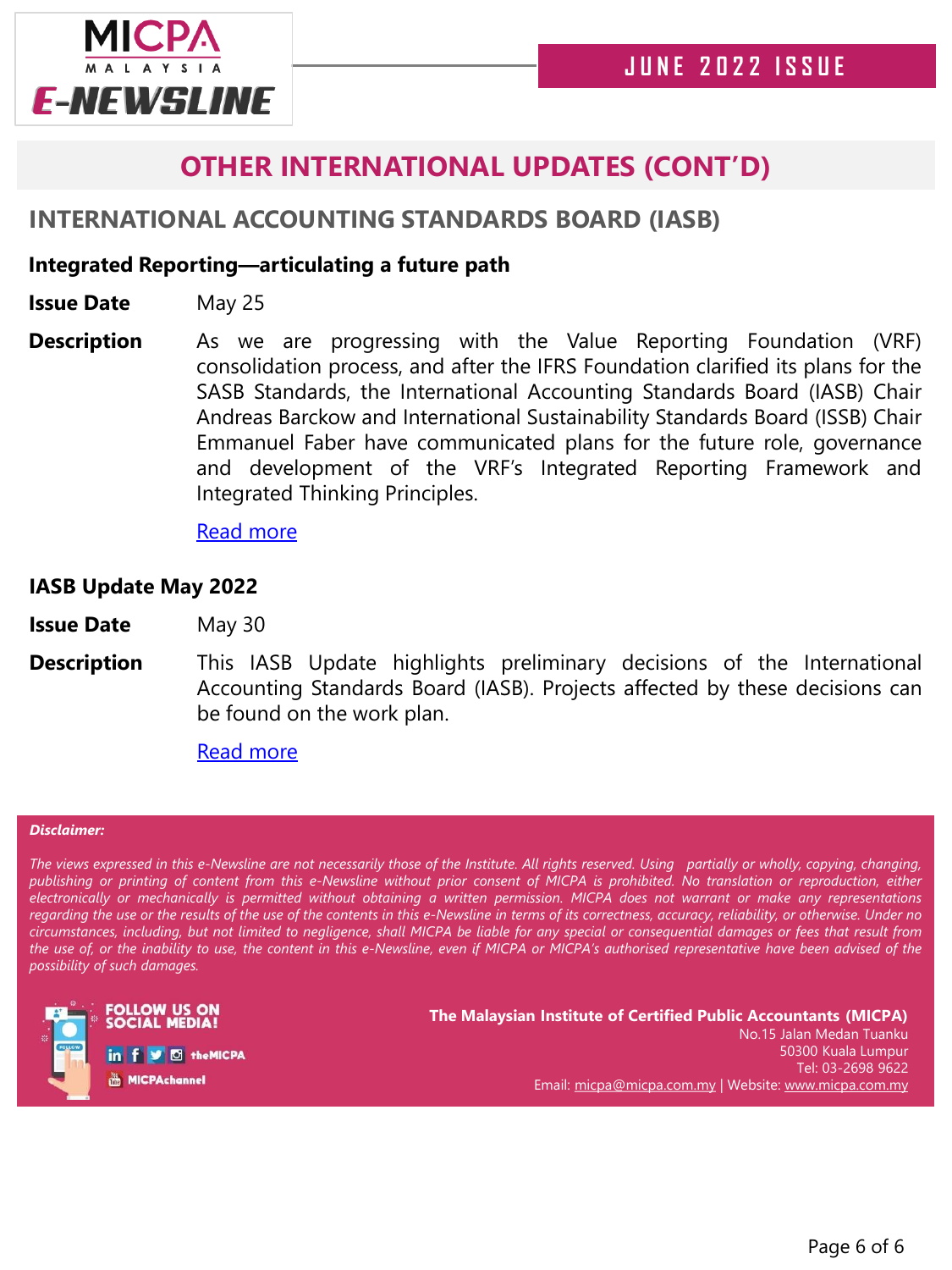## OTHER INTERNATIONAL UPDATES (CONT'D)

### INTERNATIONAL ACCOUNTING STANDARDS BOARD (IASB)

**Integrated Reporting—articulating a future path**

**Issue Date** May 25

**Description** As we are progressing with the Value Reporting Foundation (VRF) consolidation process, and after the IFRS Foundation clarified its plans for the SASB Standards, the International Accounting Standards Board (IASB) Chair Andreas Barckow and International Sustainability Standards Board (ISSB) Chair Emmanuel Faber have communicated plans for the future role, governance and development of the VRF's Integrated Reporting Framework and Integrated Thinking Principles.

Read more

**IASB Update May 2022**

**Issue Date** May 30

**Description** This IASB Update highlights preliminary decisions of the International Accounting Standards Board (IASB). Projects affected by these decisions can be found on the work plan.

Read more

***Disclaimer:***

*The views expressed in this e-Newsline are not necessarily those of the Institute. All rights reserved. Using partially or wholly, copying, changing, publishing or printing of content from this e-Newsline without prior consent of MICPA is prohibited. No translation or reproduction, either electronically or mechanically is permitted without obtaining a written permission. MICPA does not warrant or make any representations regarding the use or the results of the use of the contents in this e-Newsline in terms of its correctness, accuracy, reliability, or otherwise. Under no circumstances, including, but not limited to negligence, shall MICPA be liable for any special or consequential damages or fees that result from the use of, or the inability to use, the content in this e-Newsline, even if MICPA or MICPA's authorised representative have been advised of the possibility of such damages.*

FOLLOW US ON SOCIAL MEDIA!
theMICPA
MICPAchannel

**The Malaysian Institute of Certified Public Accountants (MICPA)**
No.15 Jalan Medan Tuanku
50300 Kuala Lumpur
Tel: 03-2698 9622
Email: micpa@micpa.com.my | Website: www.micpa.com.my